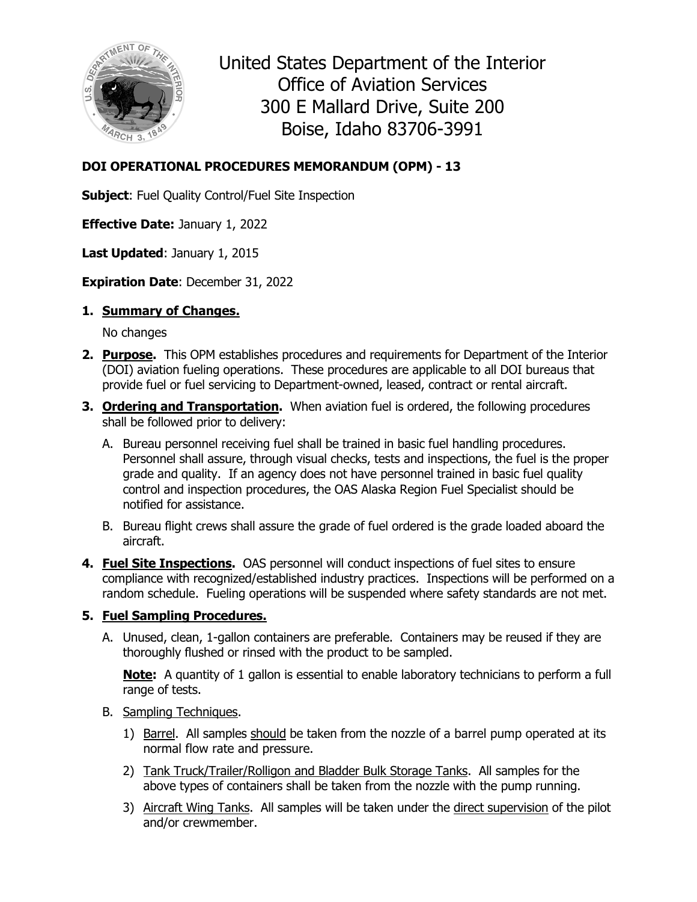United States Department of the Interior
Office of Aviation Services
300 E Mallard Drive, Suite 200
Boise, Idaho 83706-3991

**DOI OPERATIONAL PROCEDURES MEMORANDUM (OPM) - 13**

**Subject**: Fuel Quality Control/Fuel Site Inspection

**Effective Date:** January 1, 2022

**Last Updated**: January 1, 2015

**Expiration Date**: December 31, 2022

1. **Summary of Changes.**

   No changes

2. **Purpose.** This OPM establishes procedures and requirements for Department of the Interior (DOI) aviation fueling operations. These procedures are applicable to all DOI bureaus that provide fuel or fuel servicing to Department-owned, leased, contract or rental aircraft.

3. **Ordering and Transportation.** When aviation fuel is ordered, the following procedures shall be followed prior to delivery:

   A. Bureau personnel receiving fuel shall be trained in basic fuel handling procedures. Personnel shall assure, through visual checks, tests and inspections, the fuel is the proper grade and quality. If an agency does not have personnel trained in basic fuel quality control and inspection procedures, the OAS Alaska Region Fuel Specialist should be notified for assistance.

   B. Bureau flight crews shall assure the grade of fuel ordered is the grade loaded aboard the aircraft.

4. **Fuel Site Inspections.** OAS personnel will conduct inspections of fuel sites to ensure compliance with recognized/established industry practices. Inspections will be performed on a random schedule. Fueling operations will be suspended where safety standards are not met.

5. **Fuel Sampling Procedures.**

   A. Unused, clean, 1-gallon containers are preferable. Containers may be reused if they are thoroughly flushed or rinsed with the product to be sampled.

      **Note:** A quantity of 1 gallon is essential to enable laboratory technicians to perform a full range of tests.

   B. Sampling Techniques.

      1) Barrel. All samples should be taken from the nozzle of a barrel pump operated at its normal flow rate and pressure.

      2) Tank Truck/Trailer/Rolligon and Bladder Bulk Storage Tanks. All samples for the above types of containers shall be taken from the nozzle with the pump running.

      3) Aircraft Wing Tanks. All samples will be taken under the direct supervision of the pilot and/or crewmember.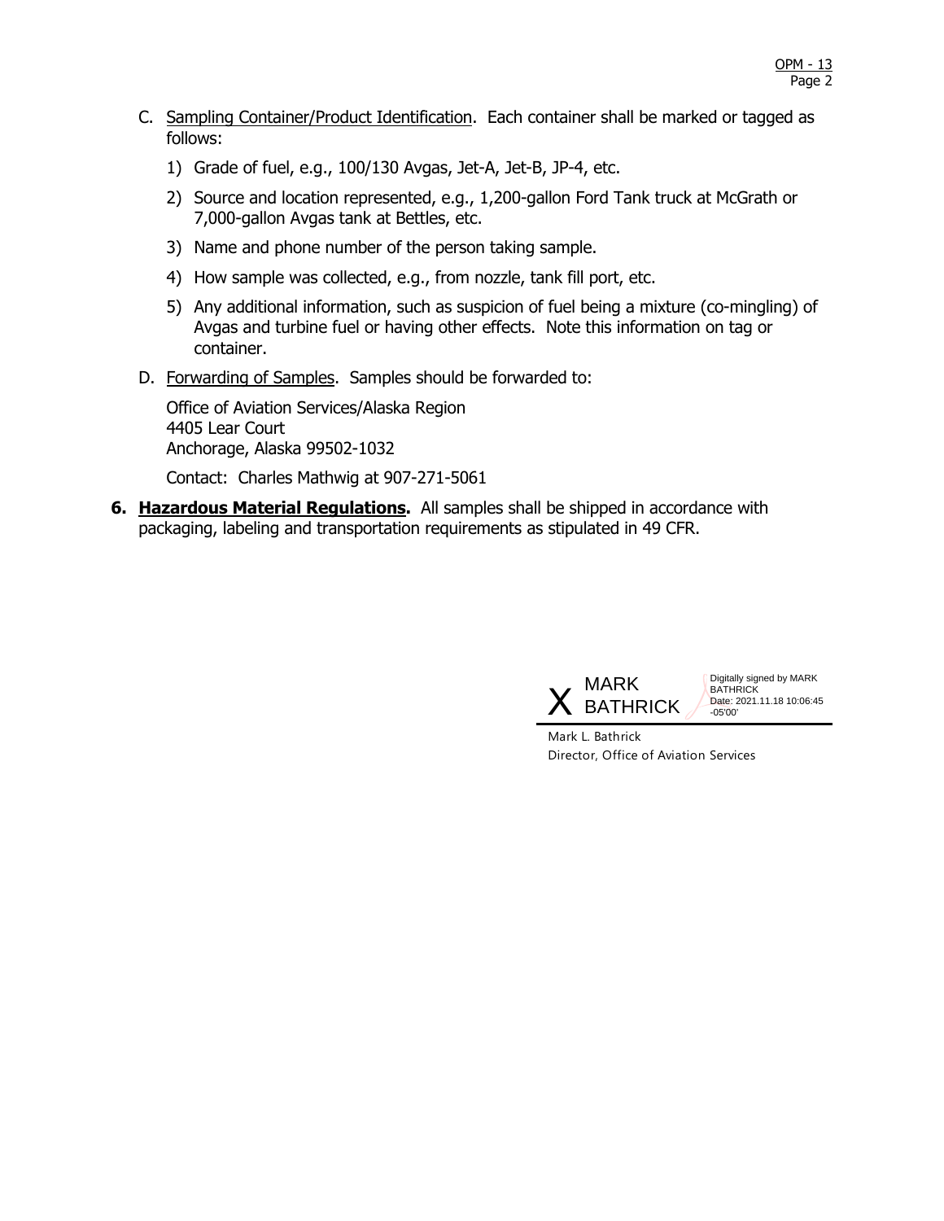C. Sampling Container/Product Identification. Each container shall be marked or tagged as follows:

1) Grade of fuel, e.g., 100/130 Avgas, Jet-A, Jet-B, JP-4, etc.
2) Source and location represented, e.g., 1,200-gallon Ford Tank truck at McGrath or 7,000-gallon Avgas tank at Bettles, etc.
3) Name and phone number of the person taking sample.
4) How sample was collected, e.g., from nozzle, tank fill port, etc.
5) Any additional information, such as suspicion of fuel being a mixture (co-mingling) of Avgas and turbine fuel or having other effects. Note this information on tag or container.

D. Forwarding of Samples. Samples should be forwarded to:

Office of Aviation Services/Alaska Region
4405 Lear Court
Anchorage, Alaska 99502-1032

Contact: Charles Mathwig at 907-271-5061

**6. Hazardous Material Regulations.** All samples shall be shipped in accordance with packaging, labeling and transportation requirements as stipulated in 49 CFR.

X MARK BATHRICK

Digitally signed by MARK BATHRICK
Date: 2021.11.18 10:06:45 -05'00'

Mark L. Bathrick
Director, Office of Aviation Services